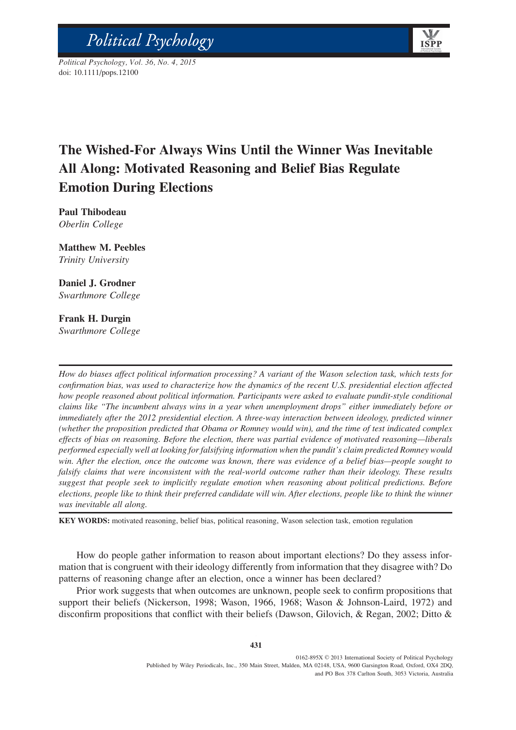# The Wished-For Always Wins Until the Winner Was Inevitable All Along: Motivated Reasoning and Belief Bias Regulate Emotion During Elections

**Paul Thibodeau**
*Oberlin College*

**Matthew M. Peebles**
*Trinity University*

**Daniel J. Grodner**
*Swarthmore College*

**Frank H. Durgin**
*Swarthmore College*

---

*How do biases affect political information processing? A variant of the Wason selection task, which tests for confirmation bias, was used to characterize how the dynamics of the recent U.S. presidential election affected how people reasoned about political information. Participants were asked to evaluate pundit-style conditional claims like "The incumbent always wins in a year when unemployment drops" either immediately before or immediately after the 2012 presidential election. A three-way interaction between ideology, predicted winner (whether the proposition predicted that Obama or Romney would win), and the time of test indicated complex effects of bias on reasoning. Before the election, there was partial evidence of motivated reasoning—liberals performed especially well at looking for falsifying information when the pundit's claim predicted Romney would win. After the election, once the outcome was known, there was evidence of a belief bias—people sought to falsify claims that were inconsistent with the real-world outcome rather than their ideology. These results suggest that people seek to implicitly regulate emotion when reasoning about political predictions. Before elections, people like to think their preferred candidate will win. After elections, people like to think the winner was inevitable all along.*

---

**KEY WORDS:** motivated reasoning, belief bias, political reasoning, Wason selection task, emotion regulation

How do people gather information to reason about important elections? Do they assess information that is congruent with their ideology differently from information that they disagree with? Do patterns of reasoning change after an election, once a winner has been declared?

Prior work suggests that when outcomes are unknown, people seek to confirm propositions that support their beliefs (Nickerson, 1998; Wason, 1966, 1968; Wason & Johnson-Laird, 1972) and disconfirm propositions that conflict with their beliefs (Dawson, Gilovich, & Regan, 2002; Ditto &

0162-895X © 2013 International Society of Political Psychology
Published by Wiley Periodicals, Inc., 350 Main Street, Malden, MA 02148, USA, 9600 Garsington Road, Oxford, OX4 2DQ, and PO Box 378 Carlton South, 3053 Victoria, Australia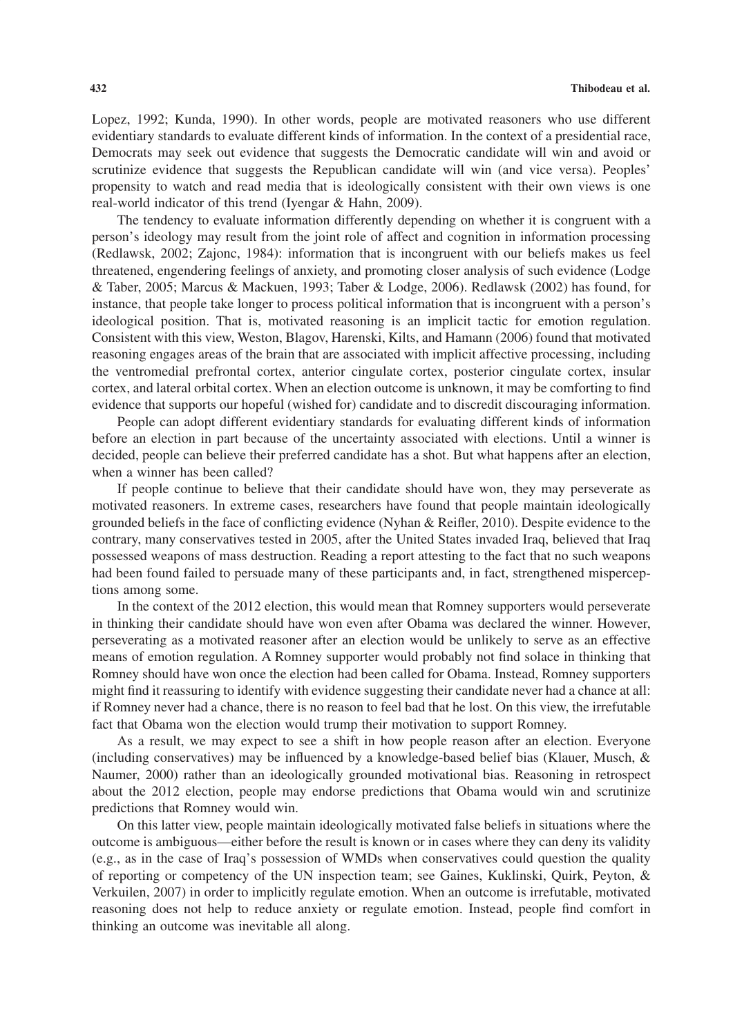Lopez, 1992; Kunda, 1990). In other words, people are motivated reasoners who use different evidentiary standards to evaluate different kinds of information. In the context of a presidential race, Democrats may seek out evidence that suggests the Democratic candidate will win and avoid or scrutinize evidence that suggests the Republican candidate will win (and vice versa). Peoples' propensity to watch and read media that is ideologically consistent with their own views is one real-world indicator of this trend (Iyengar & Hahn, 2009).

The tendency to evaluate information differently depending on whether it is congruent with a person's ideology may result from the joint role of affect and cognition in information processing (Redlawsk, 2002; Zajonc, 1984): information that is incongruent with our beliefs makes us feel threatened, engendering feelings of anxiety, and promoting closer analysis of such evidence (Lodge & Taber, 2005; Marcus & Mackuen, 1993; Taber & Lodge, 2006). Redlawsk (2002) has found, for instance, that people take longer to process political information that is incongruent with a person's ideological position. That is, motivated reasoning is an implicit tactic for emotion regulation. Consistent with this view, Weston, Blagov, Harenski, Kilts, and Hamann (2006) found that motivated reasoning engages areas of the brain that are associated with implicit affective processing, including the ventromedial prefrontal cortex, anterior cingulate cortex, posterior cingulate cortex, insular cortex, and lateral orbital cortex. When an election outcome is unknown, it may be comforting to find evidence that supports our hopeful (wished for) candidate and to discredit discouraging information.

People can adopt different evidentiary standards for evaluating different kinds of information before an election in part because of the uncertainty associated with elections. Until a winner is decided, people can believe their preferred candidate has a shot. But what happens after an election, when a winner has been called?

If people continue to believe that their candidate should have won, they may perseverate as motivated reasoners. In extreme cases, researchers have found that people maintain ideologically grounded beliefs in the face of conflicting evidence (Nyhan & Reifler, 2010). Despite evidence to the contrary, many conservatives tested in 2005, after the United States invaded Iraq, believed that Iraq possessed weapons of mass destruction. Reading a report attesting to the fact that no such weapons had been found failed to persuade many of these participants and, in fact, strengthened misperceptions among some.

In the context of the 2012 election, this would mean that Romney supporters would perseverate in thinking their candidate should have won even after Obama was declared the winner. However, perseverating as a motivated reasoner after an election would be unlikely to serve as an effective means of emotion regulation. A Romney supporter would probably not find solace in thinking that Romney should have won once the election had been called for Obama. Instead, Romney supporters might find it reassuring to identify with evidence suggesting their candidate never had a chance at all: if Romney never had a chance, there is no reason to feel bad that he lost. On this view, the irrefutable fact that Obama won the election would trump their motivation to support Romney.

As a result, we may expect to see a shift in how people reason after an election. Everyone (including conservatives) may be influenced by a knowledge-based belief bias (Klauer, Musch, & Naumer, 2000) rather than an ideologically grounded motivational bias. Reasoning in retrospect about the 2012 election, people may endorse predictions that Obama would win and scrutinize predictions that Romney would win.

On this latter view, people maintain ideologically motivated false beliefs in situations where the outcome is ambiguous—either before the result is known or in cases where they can deny its validity (e.g., as in the case of Iraq's possession of WMDs when conservatives could question the quality of reporting or competency of the UN inspection team; see Gaines, Kuklinski, Quirk, Peyton, & Verkuilen, 2007) in order to implicitly regulate emotion. When an outcome is irrefutable, motivated reasoning does not help to reduce anxiety or regulate emotion. Instead, people find comfort in thinking an outcome was inevitable all along.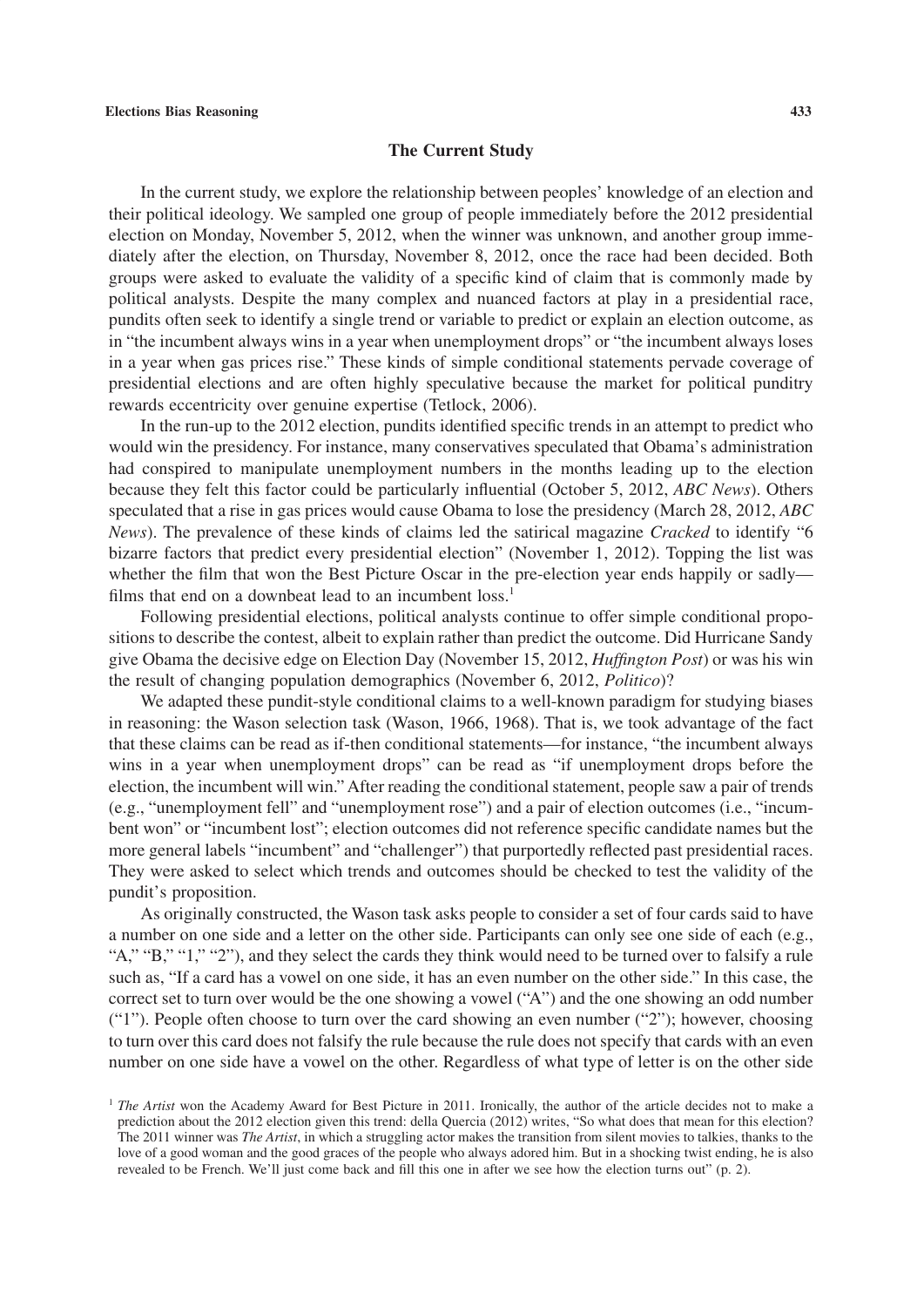## The Current Study

In the current study, we explore the relationship between peoples' knowledge of an election and their political ideology. We sampled one group of people immediately before the 2012 presidential election on Monday, November 5, 2012, when the winner was unknown, and another group immediately after the election, on Thursday, November 8, 2012, once the race had been decided. Both groups were asked to evaluate the validity of a specific kind of claim that is commonly made by political analysts. Despite the many complex and nuanced factors at play in a presidential race, pundits often seek to identify a single trend or variable to predict or explain an election outcome, as in "the incumbent always wins in a year when unemployment drops" or "the incumbent always loses in a year when gas prices rise." These kinds of simple conditional statements pervade coverage of presidential elections and are often highly speculative because the market for political punditry rewards eccentricity over genuine expertise (Tetlock, 2006).

In the run-up to the 2012 election, pundits identified specific trends in an attempt to predict who would win the presidency. For instance, many conservatives speculated that Obama's administration had conspired to manipulate unemployment numbers in the months leading up to the election because they felt this factor could be particularly influential (October 5, 2012, *ABC News*). Others speculated that a rise in gas prices would cause Obama to lose the presidency (March 28, 2012, *ABC News*). The prevalence of these kinds of claims led the satirical magazine *Cracked* to identify "6 bizarre factors that predict every presidential election" (November 1, 2012). Topping the list was whether the film that won the Best Picture Oscar in the pre-election year ends happily or sadly—films that end on a downbeat lead to an incumbent loss.[1]

Following presidential elections, political analysts continue to offer simple conditional propositions to describe the contest, albeit to explain rather than predict the outcome. Did Hurricane Sandy give Obama the decisive edge on Election Day (November 15, 2012, *Huffington Post*) or was his win the result of changing population demographics (November 6, 2012, *Politico*)?

We adapted these pundit-style conditional claims to a well-known paradigm for studying biases in reasoning: the Wason selection task (Wason, 1966, 1968). That is, we took advantage of the fact that these claims can be read as if-then conditional statements—for instance, "the incumbent always wins in a year when unemployment drops" can be read as "if unemployment drops before the election, the incumbent will win." After reading the conditional statement, people saw a pair of trends (e.g., "unemployment fell" and "unemployment rose") and a pair of election outcomes (i.e., "incumbent won" or "incumbent lost"; election outcomes did not reference specific candidate names but the more general labels "incumbent" and "challenger") that purportedly reflected past presidential races. They were asked to select which trends and outcomes should be checked to test the validity of the pundit's proposition.

As originally constructed, the Wason task asks people to consider a set of four cards said to have a number on one side and a letter on the other side. Participants can only see one side of each (e.g., "A," "B," "1," "2"), and they select the cards they think would need to be turned over to falsify a rule such as, "If a card has a vowel on one side, it has an even number on the other side." In this case, the correct set to turn over would be the one showing a vowel ("A") and the one showing an odd number ("1"). People often choose to turn over the card showing an even number ("2"); however, choosing to turn over this card does not falsify the rule because the rule does not specify that cards with an even number on one side have a vowel on the other. Regardless of what type of letter is on the other side

[1] *The Artist* won the Academy Award for Best Picture in 2011. Ironically, the author of the article decides not to make a prediction about the 2012 election given this trend: della Quercia (2012) writes, "So what does that mean for this election? The 2011 winner was *The Artist*, in which a struggling actor makes the transition from silent movies to talkies, thanks to the love of a good woman and the good graces of the people who always adored him. But in a shocking twist ending, he is also revealed to be French. We'll just come back and fill this one in after we see how the election turns out" (p. 2).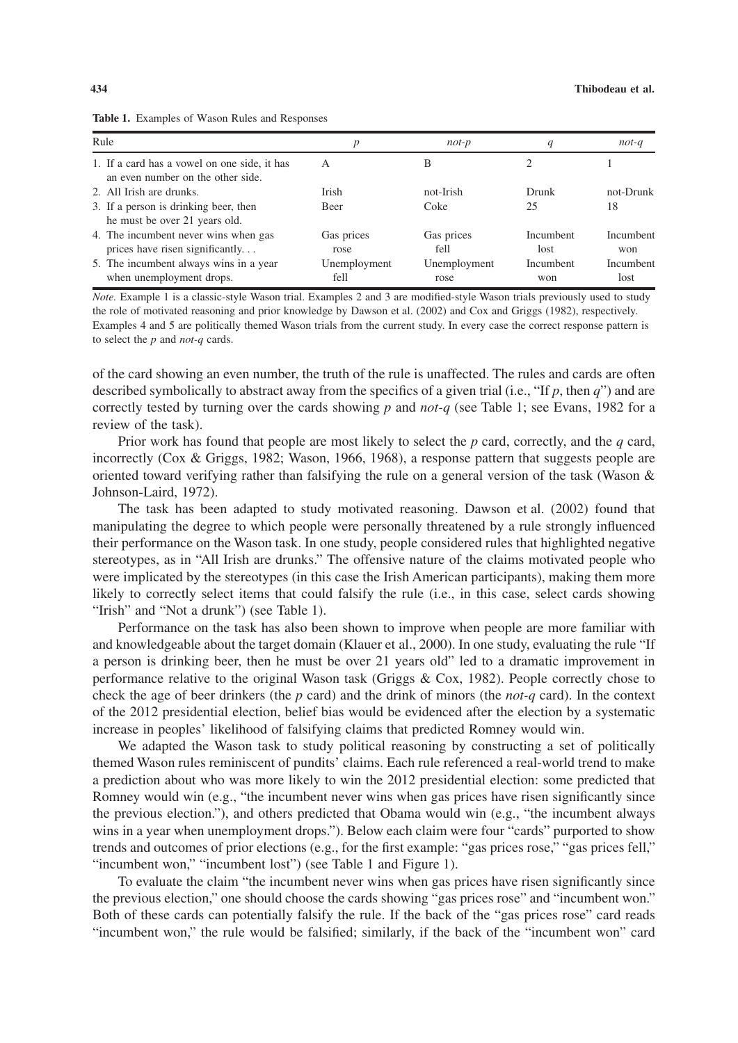**Table 1.** Examples of Wason Rules and Responses

| Rule | *p* | *not-p* | *q* | *not-q* |
|---|---|---|---|---|
| 1. If a card has a vowel on one side, it has an even number on the other side. | A | B | 2 | 1 |
| 2. All Irish are drunks. | Irish | not-Irish | Drunk | not-Drunk |
| 3. If a person is drinking beer, then he must be over 21 years old. | Beer | Coke | 25 | 18 |
| 4. The incumbent never wins when gas prices have risen significantly. . . | Gas prices rose | Gas prices fell | Incumbent lost | Incumbent won |
| 5. The incumbent always wins in a year when unemployment drops. | Unemployment fell | Unemployment rose | Incumbent won | Incumbent lost |

*Note.* Example 1 is a classic-style Wason trial. Examples 2 and 3 are modified-style Wason trials previously used to study the role of motivated reasoning and prior knowledge by Dawson et al. (2002) and Cox and Griggs (1982), respectively. Examples 4 and 5 are politically themed Wason trials from the current study. In every case the correct response pattern is to select the *p* and *not-q* cards.

of the card showing an even number, the truth of the rule is unaffected. The rules and cards are often described symbolically to abstract away from the specifics of a given trial (i.e., "If *p*, then *q*") and are correctly tested by turning over the cards showing *p* and *not-q* (see Table 1; see Evans, 1982 for a review of the task).

Prior work has found that people are most likely to select the *p* card, correctly, and the *q* card, incorrectly (Cox & Griggs, 1982; Wason, 1966, 1968), a response pattern that suggests people are oriented toward verifying rather than falsifying the rule on a general version of the task (Wason & Johnson-Laird, 1972).

The task has been adapted to study motivated reasoning. Dawson et al. (2002) found that manipulating the degree to which people were personally threatened by a rule strongly influenced their performance on the Wason task. In one study, people considered rules that highlighted negative stereotypes, as in "All Irish are drunks." The offensive nature of the claims motivated people who were implicated by the stereotypes (in this case the Irish American participants), making them more likely to correctly select items that could falsify the rule (i.e., in this case, select cards showing "Irish" and "Not a drunk") (see Table 1).

Performance on the task has also been shown to improve when people are more familiar with and knowledgeable about the target domain (Klauer et al., 2000). In one study, evaluating the rule "If a person is drinking beer, then he must be over 21 years old" led to a dramatic improvement in performance relative to the original Wason task (Griggs & Cox, 1982). People correctly chose to check the age of beer drinkers (the *p* card) and the drink of minors (the *not-q* card). In the context of the 2012 presidential election, belief bias would be evidenced after the election by a systematic increase in peoples' likelihood of falsifying claims that predicted Romney would win.

We adapted the Wason task to study political reasoning by constructing a set of politically themed Wason rules reminiscent of pundits' claims. Each rule referenced a real-world trend to make a prediction about who was more likely to win the 2012 presidential election: some predicted that Romney would win (e.g., "the incumbent never wins when gas prices have risen significantly since the previous election."), and others predicted that Obama would win (e.g., "the incumbent always wins in a year when unemployment drops."). Below each claim were four "cards" purported to show trends and outcomes of prior elections (e.g., for the first example: "gas prices rose," "gas prices fell," "incumbent won," "incumbent lost") (see Table 1 and Figure 1).

To evaluate the claim "the incumbent never wins when gas prices have risen significantly since the previous election," one should choose the cards showing "gas prices rose" and "incumbent won." Both of these cards can potentially falsify the rule. If the back of the "gas prices rose" card reads "incumbent won," the rule would be falsified; similarly, if the back of the "incumbent won" card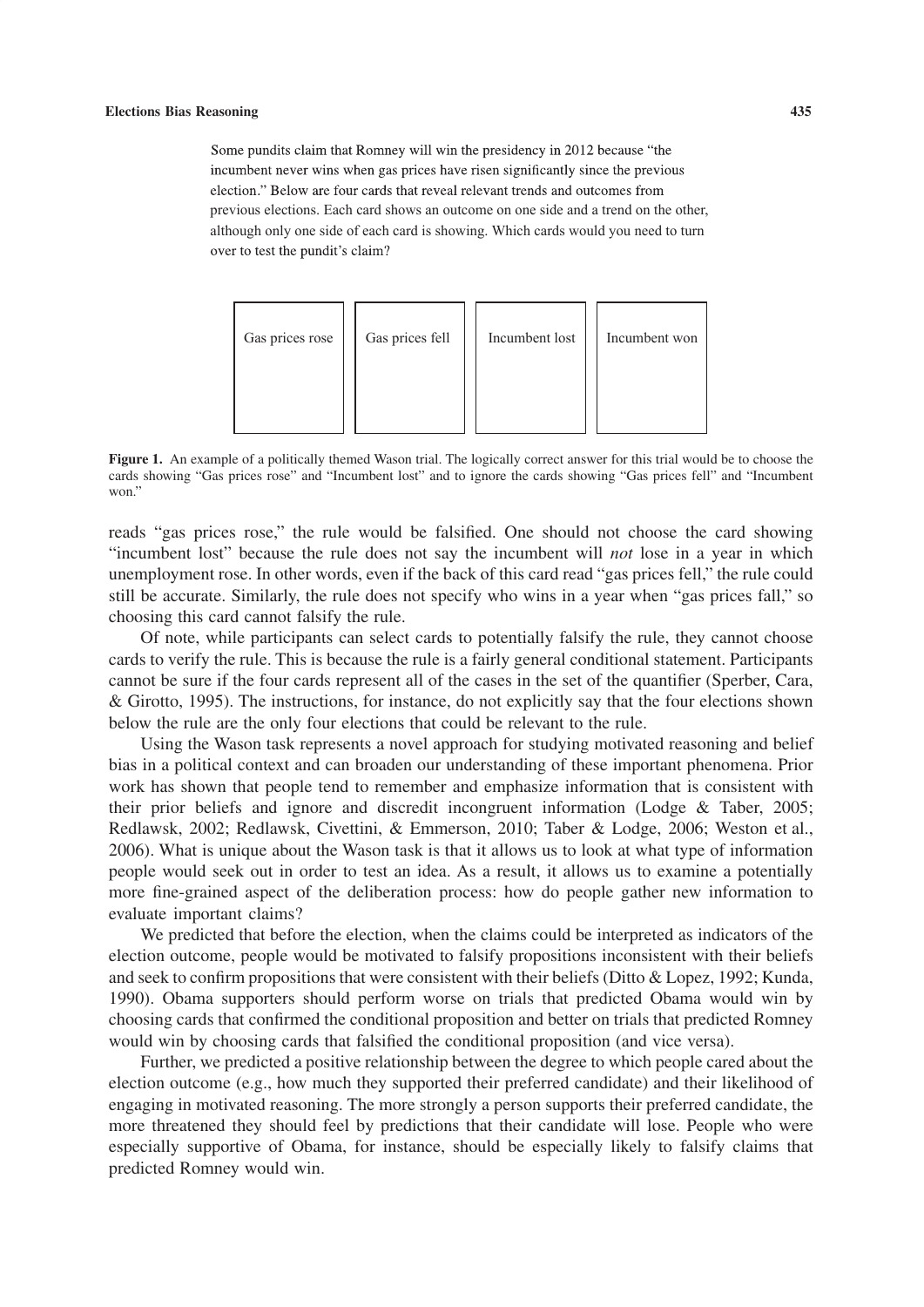Some pundits claim that Romney will win the presidency in 2012 because "the incumbent never wins when gas prices have risen significantly since the previous election." Below are four cards that reveal relevant trends and outcomes from previous elections. Each card shows an outcome on one side and a trend on the other, although only one side of each card is showing. Which cards would you need to turn over to test the pundit's claim?

Gas prices rose

Gas prices fell

Incumbent lost

Incumbent won

**Figure 1.** An example of a politically themed Wason trial. The logically correct answer for this trial would be to choose the cards showing "Gas prices rose" and "Incumbent lost" and to ignore the cards showing "Gas prices fell" and "Incumbent won."

reads "gas prices rose," the rule would be falsified. One should not choose the card showing "incumbent lost" because the rule does not say the incumbent will *not* lose in a year in which unemployment rose. In other words, even if the back of this card read "gas prices fell," the rule could still be accurate. Similarly, the rule does not specify who wins in a year when "gas prices fall," so choosing this card cannot falsify the rule.

Of note, while participants can select cards to potentially falsify the rule, they cannot choose cards to verify the rule. This is because the rule is a fairly general conditional statement. Participants cannot be sure if the four cards represent all of the cases in the set of the quantifier (Sperber, Cara, & Girotto, 1995). The instructions, for instance, do not explicitly say that the four elections shown below the rule are the only four elections that could be relevant to the rule.

Using the Wason task represents a novel approach for studying motivated reasoning and belief bias in a political context and can broaden our understanding of these important phenomena. Prior work has shown that people tend to remember and emphasize information that is consistent with their prior beliefs and ignore and discredit incongruent information (Lodge & Taber, 2005; Redlawsk, 2002; Redlawsk, Civettini, & Emmerson, 2010; Taber & Lodge, 2006; Weston et al., 2006). What is unique about the Wason task is that it allows us to look at what type of information people would seek out in order to test an idea. As a result, it allows us to examine a potentially more fine-grained aspect of the deliberation process: how do people gather new information to evaluate important claims?

We predicted that before the election, when the claims could be interpreted as indicators of the election outcome, people would be motivated to falsify propositions inconsistent with their beliefs and seek to confirm propositions that were consistent with their beliefs (Ditto & Lopez, 1992; Kunda, 1990). Obama supporters should perform worse on trials that predicted Obama would win by choosing cards that confirmed the conditional proposition and better on trials that predicted Romney would win by choosing cards that falsified the conditional proposition (and vice versa).

Further, we predicted a positive relationship between the degree to which people cared about the election outcome (e.g., how much they supported their preferred candidate) and their likelihood of engaging in motivated reasoning. The more strongly a person supports their preferred candidate, the more threatened they should feel by predictions that their candidate will lose. People who were especially supportive of Obama, for instance, should be especially likely to falsify claims that predicted Romney would win.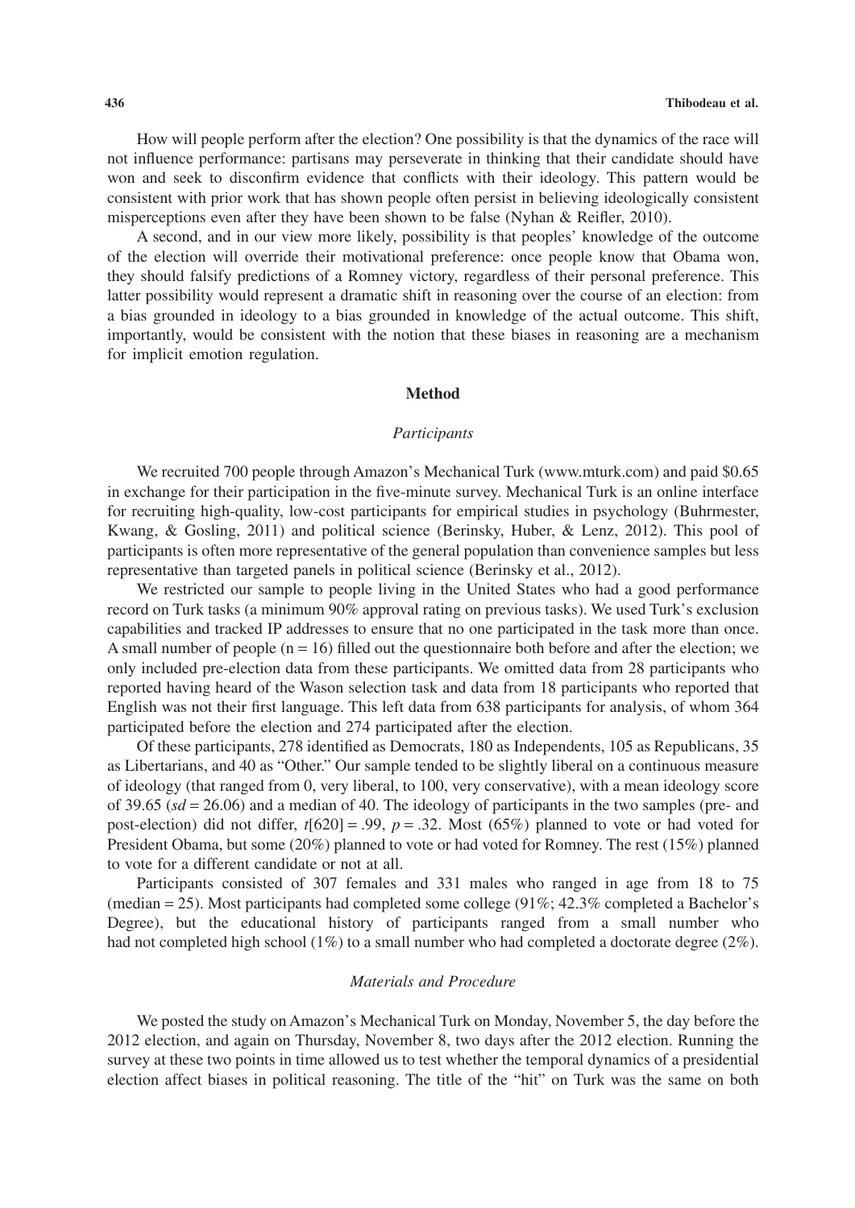How will people perform after the election? One possibility is that the dynamics of the race will not influence performance: partisans may perseverate in thinking that their candidate should have won and seek to disconfirm evidence that conflicts with their ideology. This pattern would be consistent with prior work that has shown people often persist in believing ideologically consistent misperceptions even after they have been shown to be false (Nyhan & Reifler, 2010).

A second, and in our view more likely, possibility is that peoples' knowledge of the outcome of the election will override their motivational preference: once people know that Obama won, they should falsify predictions of a Romney victory, regardless of their personal preference. This latter possibility would represent a dramatic shift in reasoning over the course of an election: from a bias grounded in ideology to a bias grounded in knowledge of the actual outcome. This shift, importantly, would be consistent with the notion that these biases in reasoning are a mechanism for implicit emotion regulation.

## Method

### *Participants*

We recruited 700 people through Amazon's Mechanical Turk (www.mturk.com) and paid $0.65 in exchange for their participation in the five-minute survey. Mechanical Turk is an online interface for recruiting high-quality, low-cost participants for empirical studies in psychology (Buhrmester, Kwang, & Gosling, 2011) and political science (Berinsky, Huber, & Lenz, 2012). This pool of participants is often more representative of the general population than convenience samples but less representative than targeted panels in political science (Berinsky et al., 2012).

We restricted our sample to people living in the United States who had a good performance record on Turk tasks (a minimum 90% approval rating on previous tasks). We used Turk's exclusion capabilities and tracked IP addresses to ensure that no one participated in the task more than once. A small number of people ($n = 16$) filled out the questionnaire both before and after the election; we only included pre-election data from these participants. We omitted data from 28 participants who reported having heard of the Wason selection task and data from 18 participants who reported that English was not their first language. This left data from 638 participants for analysis, of whom 364 participated before the election and 274 participated after the election.

Of these participants, 278 identified as Democrats, 180 as Independents, 105 as Republicans, 35 as Libertarians, and 40 as "Other." Our sample tended to be slightly liberal on a continuous measure of ideology (that ranged from 0, very liberal, to 100, very conservative), with a mean ideology score of 39.65 ($sd = 26.06$) and a median of 40. The ideology of participants in the two samples (pre- and post-election) did not differ, $t[620] = .99$, $p = .32$. Most (65%) planned to vote or had voted for President Obama, but some (20%) planned to vote or had voted for Romney. The rest (15%) planned to vote for a different candidate or not at all.

Participants consisted of 307 females and 331 males who ranged in age from 18 to 75 (median = 25). Most participants had completed some college (91%; 42.3% completed a Bachelor's Degree), but the educational history of participants ranged from a small number who had not completed high school (1%) to a small number who had completed a doctorate degree (2%).

### *Materials and Procedure*

We posted the study on Amazon's Mechanical Turk on Monday, November 5, the day before the 2012 election, and again on Thursday, November 8, two days after the 2012 election. Running the survey at these two points in time allowed us to test whether the temporal dynamics of a presidential election affect biases in political reasoning. The title of the "hit" on Turk was the same on both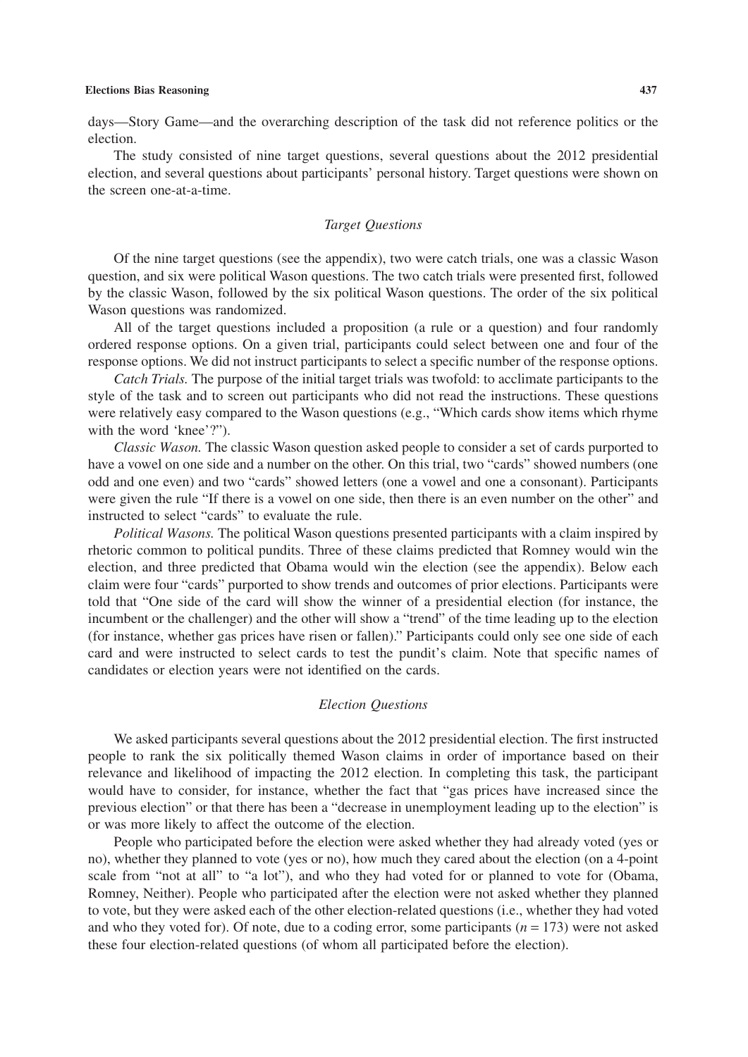days—Story Game—and the overarching description of the task did not reference politics or the election.

The study consisted of nine target questions, several questions about the 2012 presidential election, and several questions about participants' personal history. Target questions were shown on the screen one-at-a-time.

### *Target Questions*

Of the nine target questions (see the appendix), two were catch trials, one was a classic Wason question, and six were political Wason questions. The two catch trials were presented first, followed by the classic Wason, followed by the six political Wason questions. The order of the six political Wason questions was randomized.

All of the target questions included a proposition (a rule or a question) and four randomly ordered response options. On a given trial, participants could select between one and four of the response options. We did not instruct participants to select a specific number of the response options.

*Catch Trials.* The purpose of the initial target trials was twofold: to acclimate participants to the style of the task and to screen out participants who did not read the instructions. These questions were relatively easy compared to the Wason questions (e.g., "Which cards show items which rhyme with the word 'knee'?").

*Classic Wason.* The classic Wason question asked people to consider a set of cards purported to have a vowel on one side and a number on the other. On this trial, two "cards" showed numbers (one odd and one even) and two "cards" showed letters (one a vowel and one a consonant). Participants were given the rule "If there is a vowel on one side, then there is an even number on the other" and instructed to select "cards" to evaluate the rule.

*Political Wasons.* The political Wason questions presented participants with a claim inspired by rhetoric common to political pundits. Three of these claims predicted that Romney would win the election, and three predicted that Obama would win the election (see the appendix). Below each claim were four "cards" purported to show trends and outcomes of prior elections. Participants were told that "One side of the card will show the winner of a presidential election (for instance, the incumbent or the challenger) and the other will show a "trend" of the time leading up to the election (for instance, whether gas prices have risen or fallen)." Participants could only see one side of each card and were instructed to select cards to test the pundit's claim. Note that specific names of candidates or election years were not identified on the cards.

### *Election Questions*

We asked participants several questions about the 2012 presidential election. The first instructed people to rank the six politically themed Wason claims in order of importance based on their relevance and likelihood of impacting the 2012 election. In completing this task, the participant would have to consider, for instance, whether the fact that "gas prices have increased since the previous election" or that there has been a "decrease in unemployment leading up to the election" is or was more likely to affect the outcome of the election.

People who participated before the election were asked whether they had already voted (yes or no), whether they planned to vote (yes or no), how much they cared about the election (on a 4-point scale from "not at all" to "a lot"), and who they had voted for or planned to vote for (Obama, Romney, Neither). People who participated after the election were not asked whether they planned to vote, but they were asked each of the other election-related questions (i.e., whether they had voted and who they voted for). Of note, due to a coding error, some participants ($n = 173$) were not asked these four election-related questions (of whom all participated before the election).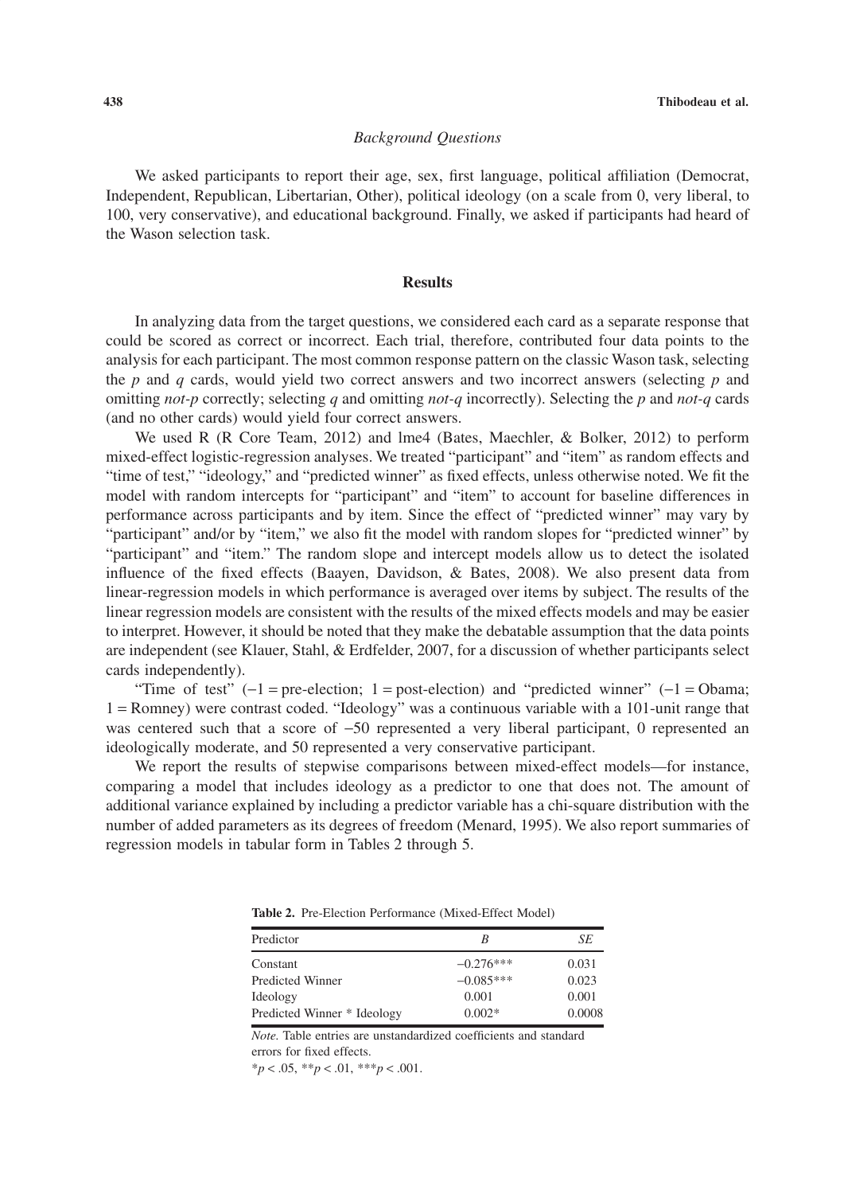### *Background Questions*

We asked participants to report their age, sex, first language, political affiliation (Democrat, Independent, Republican, Libertarian, Other), political ideology (on a scale from 0, very liberal, to 100, very conservative), and educational background. Finally, we asked if participants had heard of the Wason selection task.

## Results

In analyzing data from the target questions, we considered each card as a separate response that could be scored as correct or incorrect. Each trial, therefore, contributed four data points to the analysis for each participant. The most common response pattern on the classic Wason task, selecting the *p* and *q* cards, would yield two correct answers and two incorrect answers (selecting *p* and omitting *not-p* correctly; selecting *q* and omitting *not-q* incorrectly). Selecting the *p* and *not-q* cards (and no other cards) would yield four correct answers.

We used R (R Core Team, 2012) and lme4 (Bates, Maechler, & Bolker, 2012) to perform mixed-effect logistic-regression analyses. We treated "participant" and "item" as random effects and "time of test," "ideology," and "predicted winner" as fixed effects, unless otherwise noted. We fit the model with random intercepts for "participant" and "item" to account for baseline differences in performance across participants and by item. Since the effect of "predicted winner" may vary by "participant" and/or by "item," we also fit the model with random slopes for "predicted winner" by "participant" and "item." The random slope and intercept models allow us to detect the isolated influence of the fixed effects (Baayen, Davidson, & Bates, 2008). We also present data from linear-regression models in which performance is averaged over items by subject. The results of the linear regression models are consistent with the results of the mixed effects models and may be easier to interpret. However, it should be noted that they make the debatable assumption that the data points are independent (see Klauer, Stahl, & Erdfelder, 2007, for a discussion of whether participants select cards independently).

"Time of test" ($-1$ = pre-election; $1$ = post-election) and "predicted winner" ($-1$ = Obama; $1$ = Romney) were contrast coded. "Ideology" was a continuous variable with a 101-unit range that was centered such that a score of $-50$ represented a very liberal participant, 0 represented an ideologically moderate, and 50 represented a very conservative participant.

We report the results of stepwise comparisons between mixed-effect models—for instance, comparing a model that includes ideology as a predictor to one that does not. The amount of additional variance explained by including a predictor variable has a chi-square distribution with the number of added parameters as its degrees of freedom (Menard, 1995). We also report summaries of regression models in tabular form in Tables 2 through 5.

**Table 2.** Pre-Election Performance (Mixed-Effect Model)

| Predictor | *B* | *SE* |
|---|---|---|
| Constant | −0.276*** | 0.031 |
| Predicted Winner | −0.085*** | 0.023 |
| Ideology | 0.001 | 0.001 |
| Predicted Winner * Ideology | 0.002* | 0.0008 |

*Note.* Table entries are unstandardized coefficients and standard errors for fixed effects.

$*p < .05$, $**p < .01$, $***p < .001$.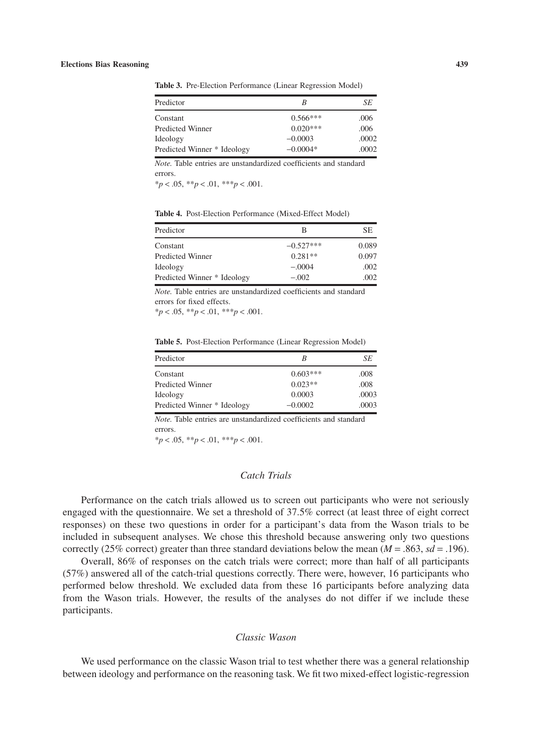**Table 3.** Pre-Election Performance (Linear Regression Model)

| Predictor | *B* | *SE* |
|---|---|---|
| Constant | 0.566*** | .006 |
| Predicted Winner | 0.020*** | .006 |
| Ideology | −0.0003 | .0002 |
| Predicted Winner * Ideology | −0.0004* | .0002 |

*Note.* Table entries are unstandardized coefficients and standard errors.
*$p < .05$, **$p < .01$, ***$p < .001$.

**Table 4.** Post-Election Performance (Mixed-Effect Model)

| Predictor | B | SE |
|---|---|---|
| Constant | −0.527*** | 0.089 |
| Predicted Winner | 0.281** | 0.097 |
| Ideology | −.0004 | .002 |
| Predicted Winner * Ideology | −.002 | .002 |

*Note.* Table entries are unstandardized coefficients and standard errors for fixed effects.
*$p < .05$, **$p < .01$, ***$p < .001$.

**Table 5.** Post-Election Performance (Linear Regression Model)

| Predictor | *B* | *SE* |
|---|---|---|
| Constant | 0.603*** | .008 |
| Predicted Winner | 0.023** | .008 |
| Ideology | 0.0003 | .0003 |
| Predicted Winner * Ideology | −0.0002 | .0003 |

*Note.* Table entries are unstandardized coefficients and standard errors.
*$p < .05$, **$p < .01$, ***$p < .001$.

### *Catch Trials*

Performance on the catch trials allowed us to screen out participants who were not seriously engaged with the questionnaire. We set a threshold of 37.5% correct (at least three of eight correct responses) on these two questions in order for a participant's data from the Wason trials to be included in subsequent analyses. We chose this threshold because answering only two questions correctly (25% correct) greater than three standard deviations below the mean ($M = .863$, $sd = .196$).

Overall, 86% of responses on the catch trials were correct; more than half of all participants (57%) answered all of the catch-trial questions correctly. There were, however, 16 participants who performed below threshold. We excluded data from these 16 participants before analyzing data from the Wason trials. However, the results of the analyses do not differ if we include these participants.

### *Classic Wason*

We used performance on the classic Wason trial to test whether there was a general relationship between ideology and performance on the reasoning task. We fit two mixed-effect logistic-regression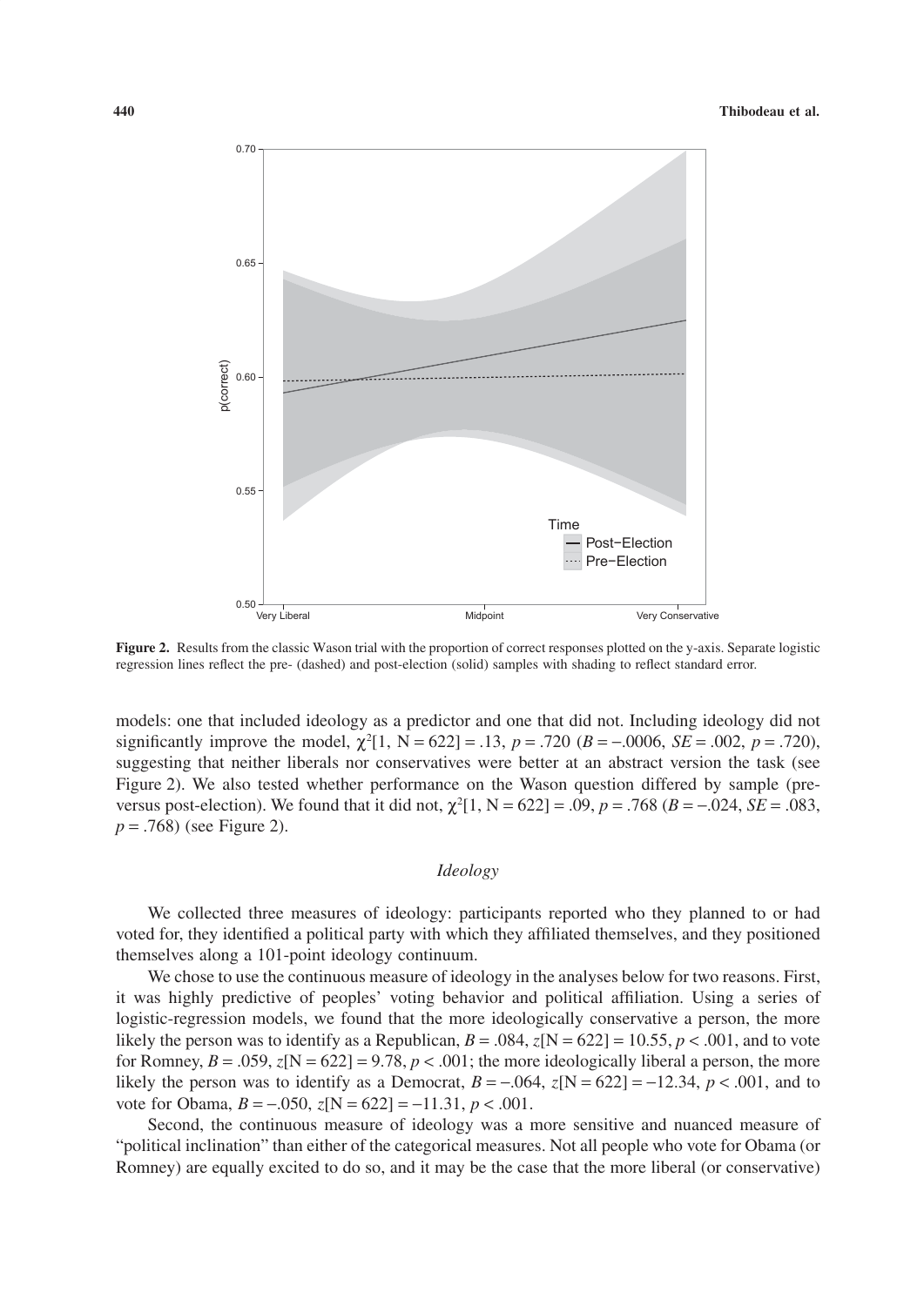**Figure 2.** Results from the classic Wason trial with the proportion of correct responses plotted on the y-axis. Separate logistic regression lines reflect the pre- (dashed) and post-election (solid) samples with shading to reflect standard error.

models: one that included ideology as a predictor and one that did not. Including ideology did not significantly improve the model, $\chi^2[1, N = 622] = .13$, $p = .720$ ($B = -.0006$, $SE = .002$, $p = .720$), suggesting that neither liberals nor conservatives were better at an abstract version the task (see Figure 2). We also tested whether performance on the Wason question differed by sample (pre- versus post-election). We found that it did not, $\chi^2[1, N = 622] = .09$, $p = .768$ ($B = -.024$, $SE = .083$, $p = .768$) (see Figure 2).

### *Ideology*

We collected three measures of ideology: participants reported who they planned to or had voted for, they identified a political party with which they affiliated themselves, and they positioned themselves along a 101-point ideology continuum.

We chose to use the continuous measure of ideology in the analyses below for two reasons. First, it was highly predictive of peoples' voting behavior and political affiliation. Using a series of logistic-regression models, we found that the more ideologically conservative a person, the more likely the person was to identify as a Republican, $B = .084$, $z[N = 622] = 10.55$, $p < .001$, and to vote for Romney, $B = .059$, $z[N = 622] = 9.78$, $p < .001$; the more ideologically liberal a person, the more likely the person was to identify as a Democrat, $B = -.064$, $z[N = 622] = -12.34$, $p < .001$, and to vote for Obama, $B = -.050$, $z[N = 622] = -11.31$, $p < .001$.

Second, the continuous measure of ideology was a more sensitive and nuanced measure of "political inclination" than either of the categorical measures. Not all people who vote for Obama (or Romney) are equally excited to do so, and it may be the case that the more liberal (or conservative)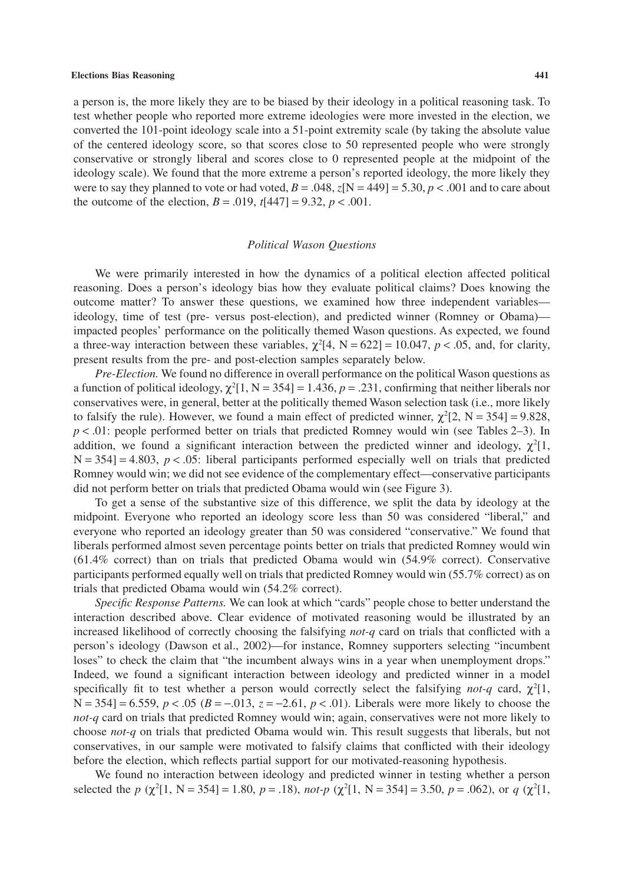a person is, the more likely they are to be biased by their ideology in a political reasoning task. To test whether people who reported more extreme ideologies were more invested in the election, we converted the 101-point ideology scale into a 51-point extremity scale (by taking the absolute value of the centered ideology score, so that scores close to 50 represented people who were strongly conservative or strongly liberal and scores close to 0 represented people at the midpoint of the ideology scale). We found that the more extreme a person's reported ideology, the more likely they were to say they planned to vote or had voted, $B = .048$, $z[N = 449] = 5.30$, $p < .001$ and to care about the outcome of the election, $B = .019$, $t[447] = 9.32$, $p < .001$.

### *Political Wason Questions*

We were primarily interested in how the dynamics of a political election affected political reasoning. Does a person's ideology bias how they evaluate political claims? Does knowing the outcome matter? To answer these questions, we examined how three independent variables—ideology, time of test (pre- versus post-election), and predicted winner (Romney or Obama)—impacted peoples' performance on the politically themed Wason questions. As expected, we found a three-way interaction between these variables, $\chi^2[4, N = 622] = 10.047$, $p < .05$, and, for clarity, present results from the pre- and post-election samples separately below.

*Pre-Election.* We found no difference in overall performance on the political Wason questions as a function of political ideology, $\chi^2[1, N = 354] = 1.436$, $p = .231$, confirming that neither liberals nor conservatives were, in general, better at the politically themed Wason selection task (i.e., more likely to falsify the rule). However, we found a main effect of predicted winner, $\chi^2[2, N = 354] = 9.828$, $p < .01$: people performed better on trials that predicted Romney would win (see Tables 2–3). In addition, we found a significant interaction between the predicted winner and ideology, $\chi^2[1, N = 354] = 4.803$, $p < .05$: liberal participants performed especially well on trials that predicted Romney would win; we did not see evidence of the complementary effect—conservative participants did not perform better on trials that predicted Obama would win (see Figure 3).

To get a sense of the substantive size of this difference, we split the data by ideology at the midpoint. Everyone who reported an ideology score less than 50 was considered "liberal," and everyone who reported an ideology greater than 50 was considered "conservative." We found that liberals performed almost seven percentage points better on trials that predicted Romney would win (61.4% correct) than on trials that predicted Obama would win (54.9% correct). Conservative participants performed equally well on trials that predicted Romney would win (55.7% correct) as on trials that predicted Obama would win (54.2% correct).

*Specific Response Patterns.* We can look at which "cards" people chose to better understand the interaction described above. Clear evidence of motivated reasoning would be illustrated by an increased likelihood of correctly choosing the falsifying *not-q* card on trials that conflicted with a person's ideology (Dawson et al., 2002)—for instance, Romney supporters selecting "incumbent loses" to check the claim that "the incumbent always wins in a year when unemployment drops." Indeed, we found a significant interaction between ideology and predicted winner in a model specifically fit to test whether a person would correctly select the falsifying *not-q* card, $\chi^2[1, N = 354] = 6.559$, $p < .05$ ($B = -.013$, $z = -2.61$, $p < .01$). Liberals were more likely to choose the *not-q* card on trials that predicted Romney would win; again, conservatives were not more likely to choose *not-q* on trials that predicted Obama would win. This result suggests that liberals, but not conservatives, in our sample were motivated to falsify claims that conflicted with their ideology before the election, which reflects partial support for our motivated-reasoning hypothesis.

We found no interaction between ideology and predicted winner in testing whether a person selected the *p* ($\chi^2[1, N = 354] = 1.80$, $p = .18$), *not-p* ($\chi^2[1, N = 354] = 3.50$, $p = .062$), or *q* ($\chi^2[1,$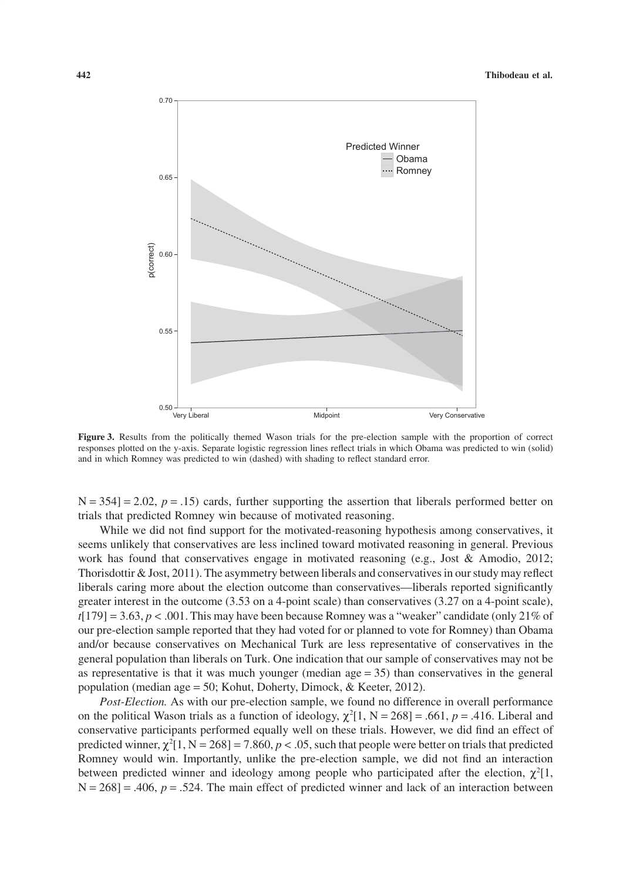**Figure 3.** Results from the politically themed Wason trials for the pre-election sample with the proportion of correct responses plotted on the y-axis. Separate logistic regression lines reflect trials in which Obama was predicted to win (solid) and in which Romney was predicted to win (dashed) with shading to reflect standard error.

N = 354] = 2.02, $p = .15$) cards, further supporting the assertion that liberals performed better on trials that predicted Romney win because of motivated reasoning.

While we did not find support for the motivated-reasoning hypothesis among conservatives, it seems unlikely that conservatives are less inclined toward motivated reasoning in general. Previous work has found that conservatives engage in motivated reasoning (e.g., Jost & Amodio, 2012; Thorisdottir & Jost, 2011). The asymmetry between liberals and conservatives in our study may reflect liberals caring more about the election outcome than conservatives—liberals reported significantly greater interest in the outcome (3.53 on a 4-point scale) than conservatives (3.27 on a 4-point scale), $t[179] = 3.63$, $p < .001$. This may have been because Romney was a "weaker" candidate (only 21% of our pre-election sample reported that they had voted for or planned to vote for Romney) than Obama and/or because conservatives on Mechanical Turk are less representative of conservatives in the general population than liberals on Turk. One indication that our sample of conservatives may not be as representative is that it was much younger (median age = 35) than conservatives in the general population (median age = 50; Kohut, Doherty, Dimock, & Keeter, 2012).

*Post-Election.* As with our pre-election sample, we found no difference in overall performance on the political Wason trials as a function of ideology, $\chi^2[1, N = 268] = .661$, $p = .416$. Liberal and conservative participants performed equally well on these trials. However, we did find an effect of predicted winner, $\chi^2[1, N = 268] = 7.860$, $p < .05$, such that people were better on trials that predicted Romney would win. Importantly, unlike the pre-election sample, we did not find an interaction between predicted winner and ideology among people who participated after the election, $\chi^2[1, N = 268] = .406$, $p = .524$. The main effect of predicted winner and lack of an interaction between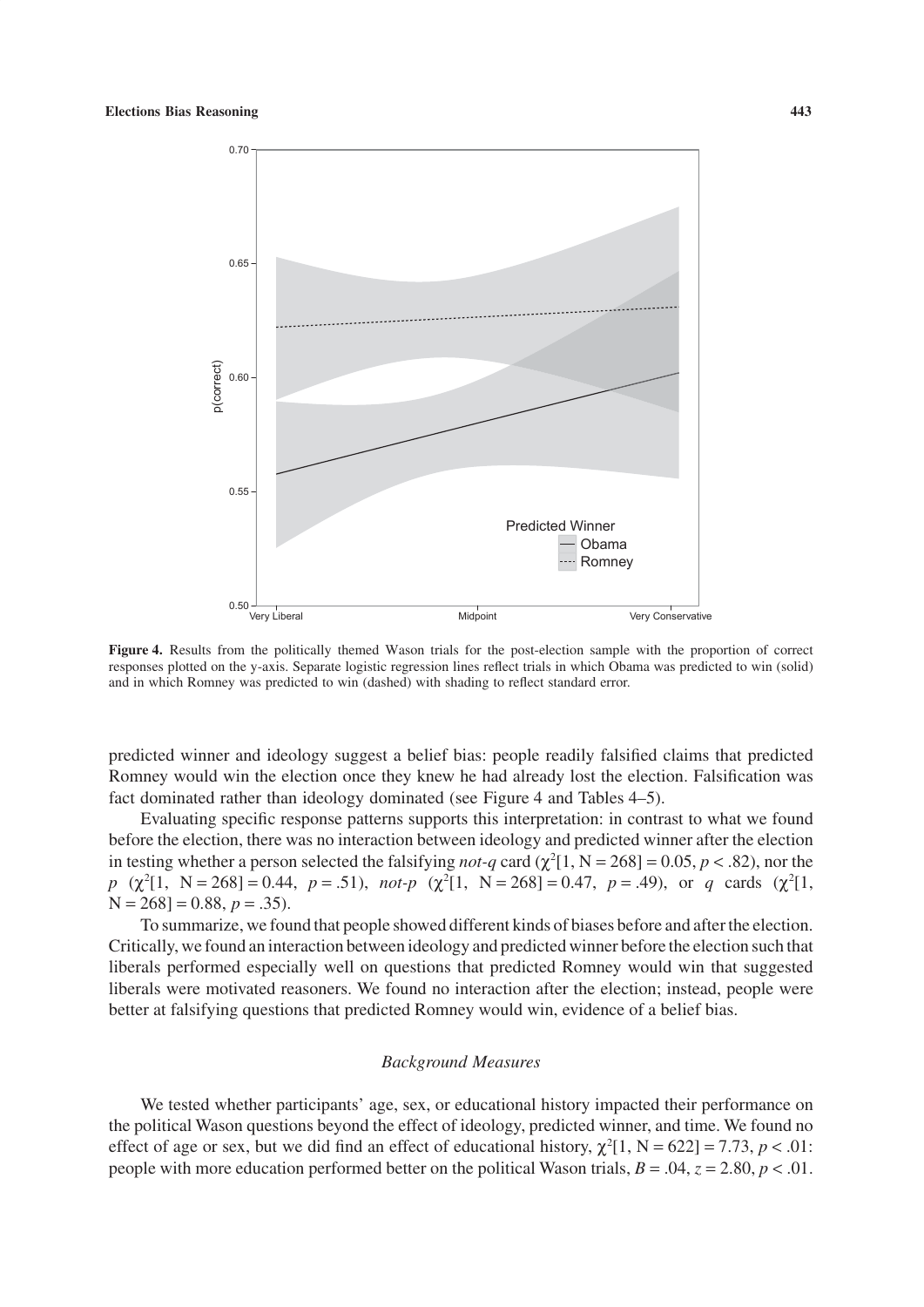**Figure 4.** Results from the politically themed Wason trials for the post-election sample with the proportion of correct responses plotted on the y-axis. Separate logistic regression lines reflect trials in which Obama was predicted to win (solid) and in which Romney was predicted to win (dashed) with shading to reflect standard error.

predicted winner and ideology suggest a belief bias: people readily falsified claims that predicted Romney would win the election once they knew he had already lost the election. Falsification was fact dominated rather than ideology dominated (see Figure 4 and Tables 4–5).

Evaluating specific response patterns supports this interpretation: in contrast to what we found before the election, there was no interaction between ideology and predicted winner after the election in testing whether a person selected the falsifying *not-q* card ($\chi^2[1, N = 268] = 0.05$, $p < .82$), nor the $p$ ($\chi^2[1, N = 268] = 0.44$, $p = .51$), *not-p* ($\chi^2[1, N = 268] = 0.47$, $p = .49$), or $q$ cards ($\chi^2[1, N = 268] = 0.88$, $p = .35$).

To summarize, we found that people showed different kinds of biases before and after the election. Critically, we found an interaction between ideology and predicted winner before the election such that liberals performed especially well on questions that predicted Romney would win that suggested liberals were motivated reasoners. We found no interaction after the election; instead, people were better at falsifying questions that predicted Romney would win, evidence of a belief bias.

### *Background Measures*

We tested whether participants' age, sex, or educational history impacted their performance on the political Wason questions beyond the effect of ideology, predicted winner, and time. We found no effect of age or sex, but we did find an effect of educational history, $\chi^2[1, N = 622] = 7.73$, $p < .01$: people with more education performed better on the political Wason trials, $B = .04$, $z = 2.80$, $p < .01$.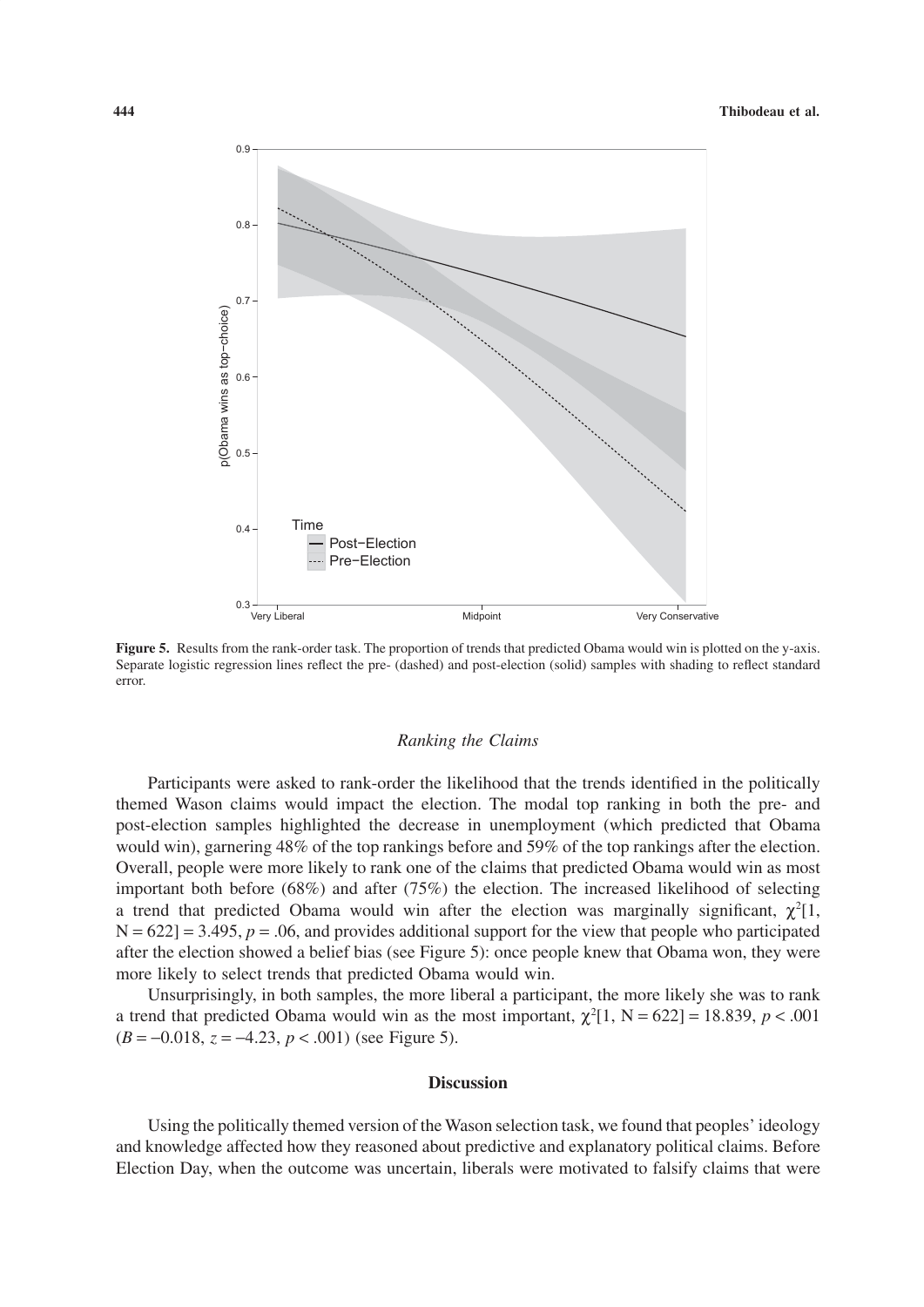**Figure 5.** Results from the rank-order task. The proportion of trends that predicted Obama would win is plotted on the y-axis. Separate logistic regression lines reflect the pre- (dashed) and post-election (solid) samples with shading to reflect standard error.

### *Ranking the Claims*

Participants were asked to rank-order the likelihood that the trends identified in the politically themed Wason claims would impact the election. The modal top ranking in both the pre- and post-election samples highlighted the decrease in unemployment (which predicted that Obama would win), garnering 48% of the top rankings before and 59% of the top rankings after the election. Overall, people were more likely to rank one of the claims that predicted Obama would win as most important both before (68%) and after (75%) the election. The increased likelihood of selecting a trend that predicted Obama would win after the election was marginally significant, $\chi^2[1, N = 622] = 3.495$, $p = .06$, and provides additional support for the view that people who participated after the election showed a belief bias (see Figure 5): once people knew that Obama won, they were more likely to select trends that predicted Obama would win.

Unsurprisingly, in both samples, the more liberal a participant, the more likely she was to rank a trend that predicted Obama would win as the most important, $\chi^2[1, N = 622] = 18.839$, $p < .001$ ($B = -0.018$, $z = -4.23$, $p < .001$) (see Figure 5).

## Discussion

Using the politically themed version of the Wason selection task, we found that peoples' ideology and knowledge affected how they reasoned about predictive and explanatory political claims. Before Election Day, when the outcome was uncertain, liberals were motivated to falsify claims that were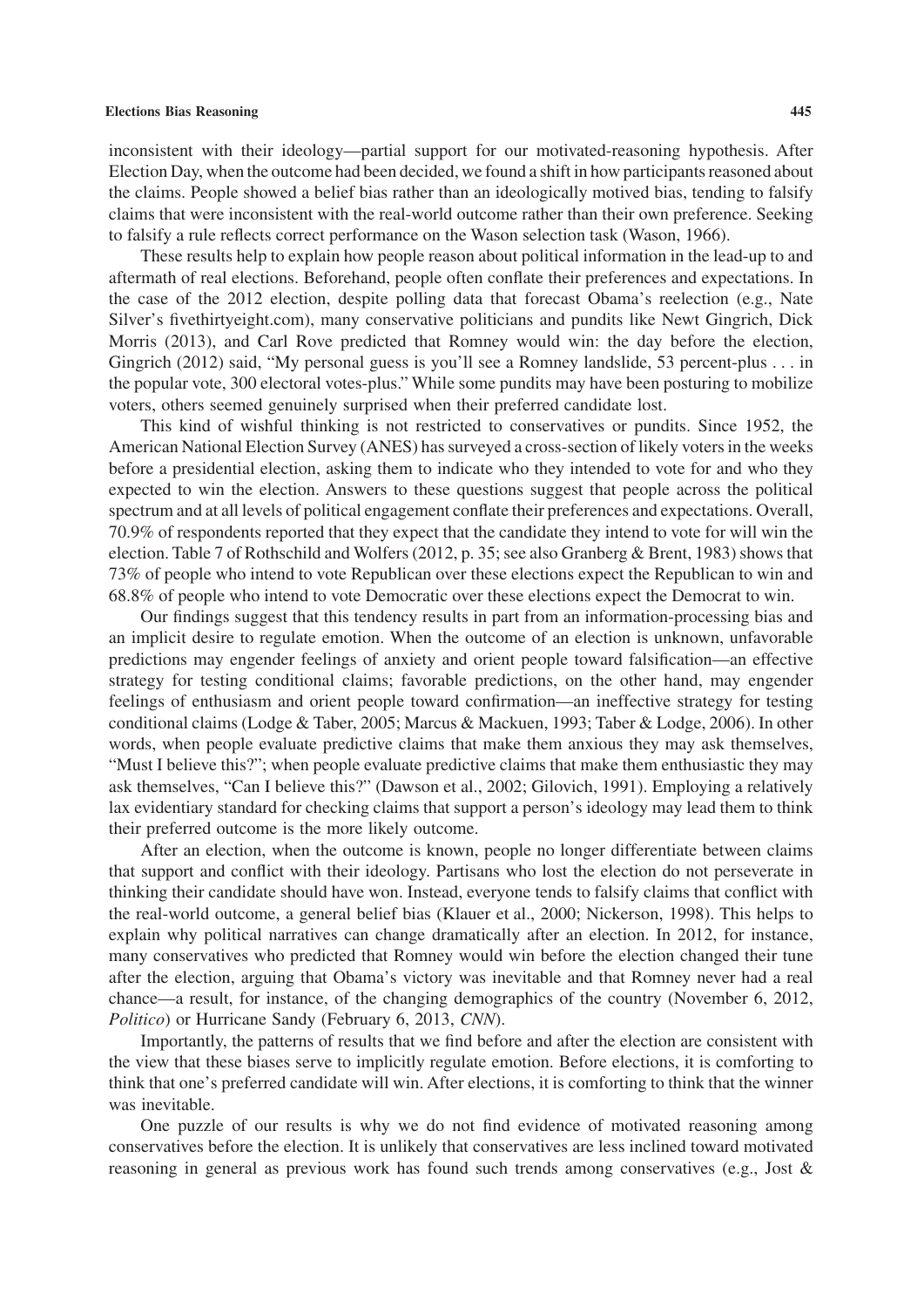inconsistent with their ideology—partial support for our motivated-reasoning hypothesis. After Election Day, when the outcome had been decided, we found a shift in how participants reasoned about the claims. People showed a belief bias rather than an ideologically motived bias, tending to falsify claims that were inconsistent with the real-world outcome rather than their own preference. Seeking to falsify a rule reflects correct performance on the Wason selection task (Wason, 1966).

These results help to explain how people reason about political information in the lead-up to and aftermath of real elections. Beforehand, people often conflate their preferences and expectations. In the case of the 2012 election, despite polling data that forecast Obama's reelection (e.g., Nate Silver's fivethirtyeight.com), many conservative politicians and pundits like Newt Gingrich, Dick Morris (2013), and Carl Rove predicted that Romney would win: the day before the election, Gingrich (2012) said, "My personal guess is you'll see a Romney landslide, 53 percent-plus . . . in the popular vote, 300 electoral votes-plus." While some pundits may have been posturing to mobilize voters, others seemed genuinely surprised when their preferred candidate lost.

This kind of wishful thinking is not restricted to conservatives or pundits. Since 1952, the American National Election Survey (ANES) has surveyed a cross-section of likely voters in the weeks before a presidential election, asking them to indicate who they intended to vote for and who they expected to win the election. Answers to these questions suggest that people across the political spectrum and at all levels of political engagement conflate their preferences and expectations. Overall, 70.9% of respondents reported that they expect that the candidate they intend to vote for will win the election. Table 7 of Rothschild and Wolfers (2012, p. 35; see also Granberg & Brent, 1983) shows that 73% of people who intend to vote Republican over these elections expect the Republican to win and 68.8% of people who intend to vote Democratic over these elections expect the Democrat to win.

Our findings suggest that this tendency results in part from an information-processing bias and an implicit desire to regulate emotion. When the outcome of an election is unknown, unfavorable predictions may engender feelings of anxiety and orient people toward falsification—an effective strategy for testing conditional claims; favorable predictions, on the other hand, may engender feelings of enthusiasm and orient people toward confirmation—an ineffective strategy for testing conditional claims (Lodge & Taber, 2005; Marcus & Mackuen, 1993; Taber & Lodge, 2006). In other words, when people evaluate predictive claims that make them anxious they may ask themselves, "Must I believe this?"; when people evaluate predictive claims that make them enthusiastic they may ask themselves, "Can I believe this?" (Dawson et al., 2002; Gilovich, 1991). Employing a relatively lax evidentiary standard for checking claims that support a person's ideology may lead them to think their preferred outcome is the more likely outcome.

After an election, when the outcome is known, people no longer differentiate between claims that support and conflict with their ideology. Partisans who lost the election do not perseverate in thinking their candidate should have won. Instead, everyone tends to falsify claims that conflict with the real-world outcome, a general belief bias (Klauer et al., 2000; Nickerson, 1998). This helps to explain why political narratives can change dramatically after an election. In 2012, for instance, many conservatives who predicted that Romney would win before the election changed their tune after the election, arguing that Obama's victory was inevitable and that Romney never had a real chance—a result, for instance, of the changing demographics of the country (November 6, 2012, *Politico*) or Hurricane Sandy (February 6, 2013, *CNN*).

Importantly, the patterns of results that we find before and after the election are consistent with the view that these biases serve to implicitly regulate emotion. Before elections, it is comforting to think that one's preferred candidate will win. After elections, it is comforting to think that the winner was inevitable.

One puzzle of our results is why we do not find evidence of motivated reasoning among conservatives before the election. It is unlikely that conservatives are less inclined toward motivated reasoning in general as previous work has found such trends among conservatives (e.g., Jost &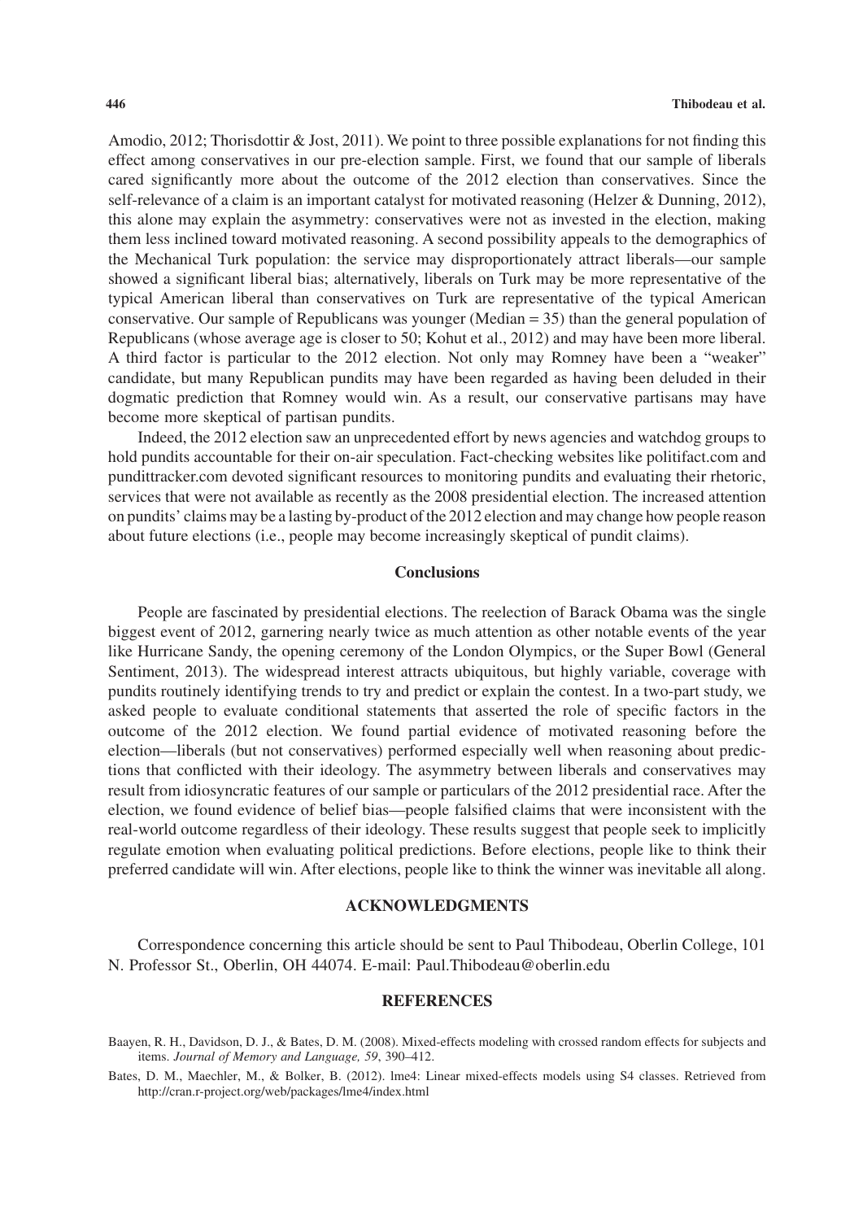Amodio, 2012; Thorisdottir & Jost, 2011). We point to three possible explanations for not finding this effect among conservatives in our pre-election sample. First, we found that our sample of liberals cared significantly more about the outcome of the 2012 election than conservatives. Since the self-relevance of a claim is an important catalyst for motivated reasoning (Helzer & Dunning, 2012), this alone may explain the asymmetry: conservatives were not as invested in the election, making them less inclined toward motivated reasoning. A second possibility appeals to the demographics of the Mechanical Turk population: the service may disproportionately attract liberals—our sample showed a significant liberal bias; alternatively, liberals on Turk may be more representative of the typical American liberal than conservatives on Turk are representative of the typical American conservative. Our sample of Republicans was younger (Median = 35) than the general population of Republicans (whose average age is closer to 50; Kohut et al., 2012) and may have been more liberal. A third factor is particular to the 2012 election. Not only may Romney have been a "weaker" candidate, but many Republican pundits may have been regarded as having been deluded in their dogmatic prediction that Romney would win. As a result, our conservative partisans may have become more skeptical of partisan pundits.

Indeed, the 2012 election saw an unprecedented effort by news agencies and watchdog groups to hold pundits accountable for their on-air speculation. Fact-checking websites like politifact.com and pundittracker.com devoted significant resources to monitoring pundits and evaluating their rhetoric, services that were not available as recently as the 2008 presidential election. The increased attention on pundits' claims may be a lasting by-product of the 2012 election and may change how people reason about future elections (i.e., people may become increasingly skeptical of pundit claims).

## Conclusions

People are fascinated by presidential elections. The reelection of Barack Obama was the single biggest event of 2012, garnering nearly twice as much attention as other notable events of the year like Hurricane Sandy, the opening ceremony of the London Olympics, or the Super Bowl (General Sentiment, 2013). The widespread interest attracts ubiquitous, but highly variable, coverage with pundits routinely identifying trends to try and predict or explain the contest. In a two-part study, we asked people to evaluate conditional statements that asserted the role of specific factors in the outcome of the 2012 election. We found partial evidence of motivated reasoning before the election—liberals (but not conservatives) performed especially well when reasoning about predictions that conflicted with their ideology. The asymmetry between liberals and conservatives may result from idiosyncratic features of our sample or particulars of the 2012 presidential race. After the election, we found evidence of belief bias—people falsified claims that were inconsistent with the real-world outcome regardless of their ideology. These results suggest that people seek to implicitly regulate emotion when evaluating political predictions. Before elections, people like to think their preferred candidate will win. After elections, people like to think the winner was inevitable all along.

## ACKNOWLEDGMENTS

Correspondence concerning this article should be sent to Paul Thibodeau, Oberlin College, 101 N. Professor St., Oberlin, OH 44074. E-mail: Paul.Thibodeau@oberlin.edu

## REFERENCES

Baayen, R. H., Davidson, D. J., & Bates, D. M. (2008). Mixed-effects modeling with crossed random effects for subjects and items. *Journal of Memory and Language, 59*, 390–412.

Bates, D. M., Maechler, M., & Bolker, B. (2012). lme4: Linear mixed-effects models using S4 classes. Retrieved from http://cran.r-project.org/web/packages/lme4/index.html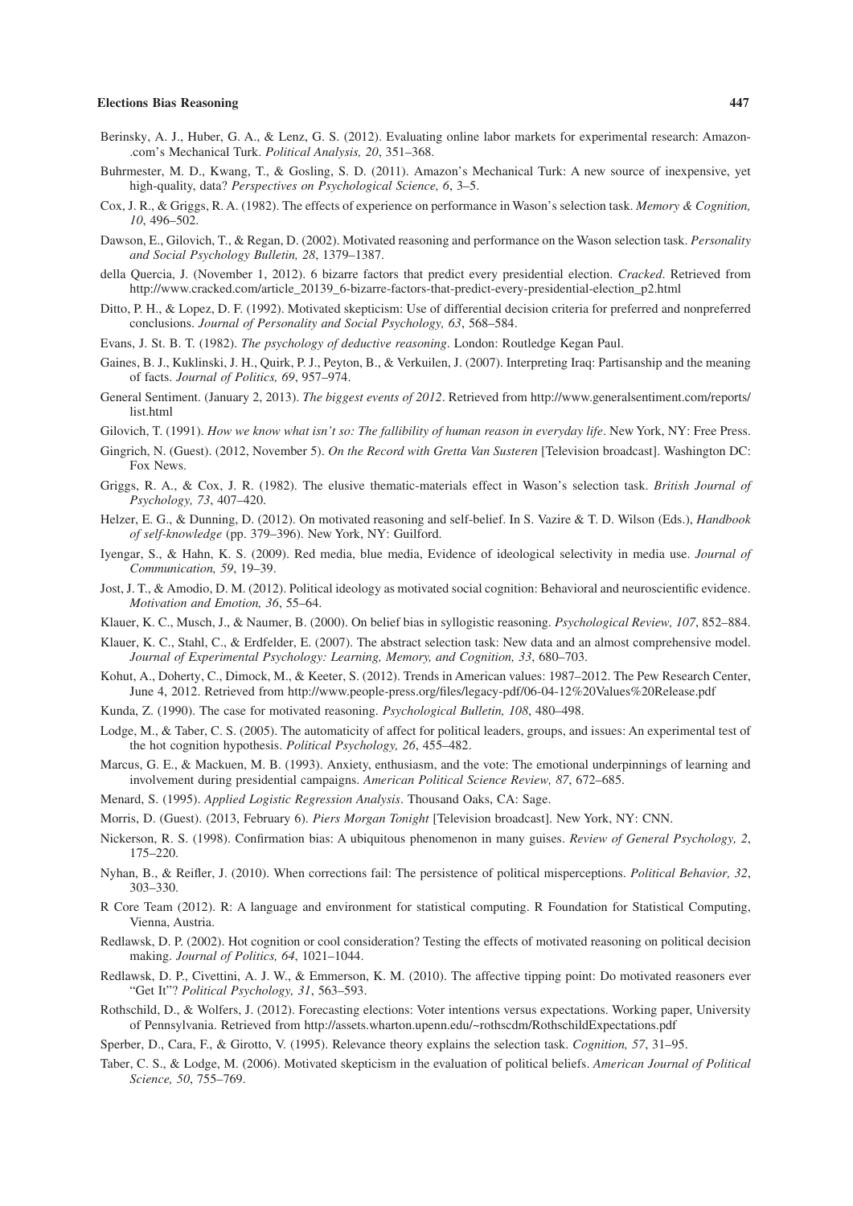Berinsky, A. J., Huber, G. A., & Lenz, G. S. (2012). Evaluating online labor markets for experimental research: Amazon-.com's Mechanical Turk. *Political Analysis, 20*, 351–368.

Buhrmester, M. D., Kwang, T., & Gosling, S. D. (2011). Amazon's Mechanical Turk: A new source of inexpensive, yet high-quality, data? *Perspectives on Psychological Science, 6*, 3–5.

Cox, J. R., & Griggs, R. A. (1982). The effects of experience on performance in Wason's selection task. *Memory & Cognition, 10*, 496–502.

Dawson, E., Gilovich, T., & Regan, D. (2002). Motivated reasoning and performance on the Wason selection task. *Personality and Social Psychology Bulletin, 28*, 1379–1387.

della Quercia, J. (November 1, 2012). 6 bizarre factors that predict every presidential election. *Cracked*. Retrieved from http://www.cracked.com/article_20139_6-bizarre-factors-that-predict-every-presidential-election_p2.html

Ditto, P. H., & Lopez, D. F. (1992). Motivated skepticism: Use of differential decision criteria for preferred and nonpreferred conclusions. *Journal of Personality and Social Psychology, 63*, 568–584.

Evans, J. St. B. T. (1982). *The psychology of deductive reasoning*. London: Routledge Kegan Paul.

Gaines, B. J., Kuklinski, J. H., Quirk, P. J., Peyton, B., & Verkuilen, J. (2007). Interpreting Iraq: Partisanship and the meaning of facts. *Journal of Politics, 69*, 957–974.

General Sentiment. (January 2, 2013). *The biggest events of 2012*. Retrieved from http://www.generalsentiment.com/reports/list.html

Gilovich, T. (1991). *How we know what isn't so: The fallibility of human reason in everyday life*. New York, NY: Free Press.

Gingrich, N. (Guest). (2012, November 5). *On the Record with Gretta Van Susteren* [Television broadcast]. Washington DC: Fox News.

Griggs, R. A., & Cox, J. R. (1982). The elusive thematic-materials effect in Wason's selection task. *British Journal of Psychology, 73*, 407–420.

Helzer, E. G., & Dunning, D. (2012). On motivated reasoning and self-belief. In S. Vazire & T. D. Wilson (Eds.), *Handbook of self-knowledge* (pp. 379–396). New York, NY: Guilford.

Iyengar, S., & Hahn, K. S. (2009). Red media, blue media, Evidence of ideological selectivity in media use. *Journal of Communication, 59*, 19–39.

Jost, J. T., & Amodio, D. M. (2012). Political ideology as motivated social cognition: Behavioral and neuroscientific evidence. *Motivation and Emotion, 36*, 55–64.

Klauer, K. C., Musch, J., & Naumer, B. (2000). On belief bias in syllogistic reasoning. *Psychological Review, 107*, 852–884.

Klauer, K. C., Stahl, C., & Erdfelder, E. (2007). The abstract selection task: New data and an almost comprehensive model. *Journal of Experimental Psychology: Learning, Memory, and Cognition, 33*, 680–703.

Kohut, A., Doherty, C., Dimock, M., & Keeter, S. (2012). Trends in American values: 1987–2012. The Pew Research Center, June 4, 2012. Retrieved from http://www.people-press.org/files/legacy-pdf/06-04-12%20Values%20Release.pdf

Kunda, Z. (1990). The case for motivated reasoning. *Psychological Bulletin, 108*, 480–498.

Lodge, M., & Taber, C. S. (2005). The automaticity of affect for political leaders, groups, and issues: An experimental test of the hot cognition hypothesis. *Political Psychology, 26*, 455–482.

Marcus, G. E., & Mackuen, M. B. (1993). Anxiety, enthusiasm, and the vote: The emotional underpinnings of learning and involvement during presidential campaigns. *American Political Science Review, 87*, 672–685.

Menard, S. (1995). *Applied Logistic Regression Analysis*. Thousand Oaks, CA: Sage.

Morris, D. (Guest). (2013, February 6). *Piers Morgan Tonight* [Television broadcast]. New York, NY: CNN.

Nickerson, R. S. (1998). Confirmation bias: A ubiquitous phenomenon in many guises. *Review of General Psychology, 2*, 175–220.

Nyhan, B., & Reifler, J. (2010). When corrections fail: The persistence of political misperceptions. *Political Behavior, 32*, 303–330.

R Core Team (2012). R: A language and environment for statistical computing. R Foundation for Statistical Computing, Vienna, Austria.

Redlawsk, D. P. (2002). Hot cognition or cool consideration? Testing the effects of motivated reasoning on political decision making. *Journal of Politics, 64*, 1021–1044.

Redlawsk, D. P., Civettini, A. J. W., & Emmerson, K. M. (2010). The affective tipping point: Do motivated reasoners ever "Get It"? *Political Psychology, 31*, 563–593.

Rothschild, D., & Wolfers, J. (2012). Forecasting elections: Voter intentions versus expectations. Working paper, University of Pennsylvania. Retrieved from http://assets.wharton.upenn.edu/~rothscdm/RothschildExpectations.pdf

Sperber, D., Cara, F., & Girotto, V. (1995). Relevance theory explains the selection task. *Cognition, 57*, 31–95.

Taber, C. S., & Lodge, M. (2006). Motivated skepticism in the evaluation of political beliefs. *American Journal of Political Science, 50*, 755–769.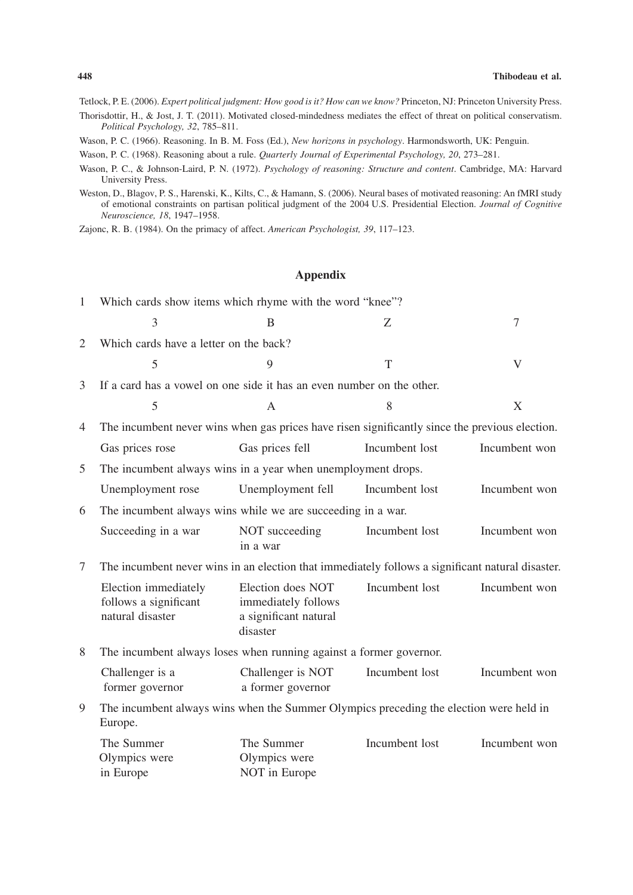Tetlock, P. E. (2006). *Expert political judgment: How good is it? How can we know?* Princeton, NJ: Princeton University Press.

Thorisdottir, H., & Jost, J. T. (2011). Motivated closed-mindedness mediates the effect of threat on political conservatism. *Political Psychology, 32*, 785–811.

Wason, P. C. (1966). Reasoning. In B. M. Foss (Ed.), *New horizons in psychology*. Harmondsworth, UK: Penguin.

Wason, P. C. (1968). Reasoning about a rule. *Quarterly Journal of Experimental Psychology, 20*, 273–281.

Wason, P. C., & Johnson-Laird, P. N. (1972). *Psychology of reasoning: Structure and content*. Cambridge, MA: Harvard University Press.

Weston, D., Blagov, P. S., Harenski, K., Kilts, C., & Hamann, S. (2006). Neural bases of motivated reasoning: An fMRI study of emotional constraints on partisan political judgment of the 2004 U.S. Presidential Election. *Journal of Cognitive Neuroscience, 18*, 1947–1958.

Zajonc, R. B. (1984). On the primacy of affect. *American Psychologist, 39*, 117–123.

## Appendix

1. Which cards show items which rhyme with the word "knee"?

| | | | |
|---|---|---|---|
| 3 | B | Z | 7 |

2. Which cards have a letter on the back?

| | | | |
|---|---|---|---|
| 5 | 9 | T | V |

3. If a card has a vowel on one side it has an even number on the other.

| | | | |
|---|---|---|---|
| 5 | A | 8 | X |

4. The incumbent never wins when gas prices have risen significantly since the previous election.

| | | | |
|---|---|---|---|
| Gas prices rose | Gas prices fell | Incumbent lost | Incumbent won |

5. The incumbent always wins in a year when unemployment drops.

| | | | |
|---|---|---|---|
| Unemployment rose | Unemployment fell | Incumbent lost | Incumbent won |

6. The incumbent always wins while we are succeeding in a war.

| | | | |
|---|---|---|---|
| Succeeding in a war | NOT succeeding in a war | Incumbent lost | Incumbent won |

7. The incumbent never wins in an election that immediately follows a significant natural disaster.

| | | | |
|---|---|---|---|
| Election immediately follows a significant natural disaster | Election does NOT immediately follows a significant natural disaster | Incumbent lost | Incumbent won |

8. The incumbent always loses when running against a former governor.

| | | | |
|---|---|---|---|
| Challenger is a former governor | Challenger is NOT a former governor | Incumbent lost | Incumbent won |

9. The incumbent always wins when the Summer Olympics preceding the election were held in Europe.

| | | | |
|---|---|---|---|
| The Summer Olympics were in Europe | The Summer Olympics were NOT in Europe | Incumbent lost | Incumbent won |